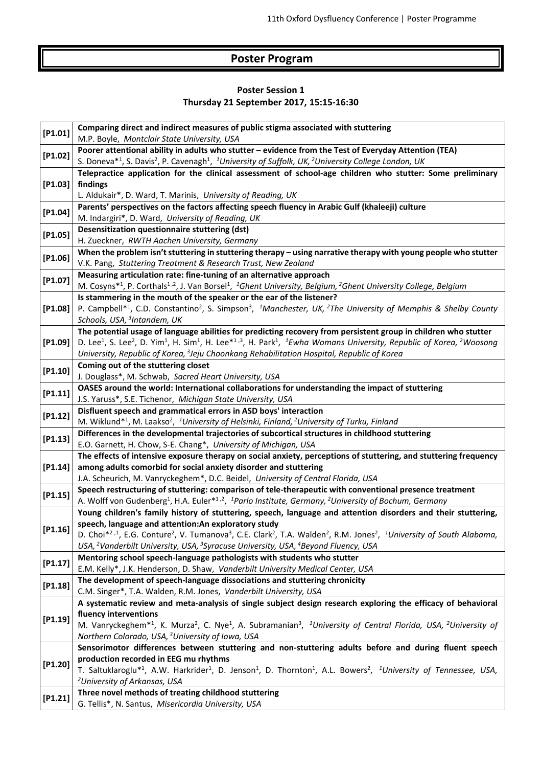# Poster Program

## Poster Session 1
### Thursday 21 September 2017, 15:15-16:30

| | |
|---|---|
| [P1.01] | **Comparing direct and indirect measures of public stigma associated with stuttering**<br>M.P. Boyle, *Montclair State University, USA* |
| [P1.02] | **Poorer attentional ability in adults who stutter – evidence from the Test of Everyday Attention (TEA)**<br>S. Doneva*[1], S. Davis[2], P. Cavenagh[1], *[1]University of Suffolk, UK, [2]University College London, UK* |
| [P1.03] | **Telepractice application for the clinical assessment of school-age children who stutter: Some preliminary findings**<br>L. Aldukair*, D. Ward, T. Marinis, *University of Reading, UK* |
| [P1.04] | **Parents' perspectives on the factors affecting speech fluency in Arabic Gulf (khaleeji) culture**<br>M. Indargiri*, D. Ward, *University of Reading, UK* |
| [P1.05] | **Desensitization questionnaire stuttering (dst)**<br>H. Zueckner, *RWTH Aachen University, Germany* |
| [P1.06] | **When the problem isn't stuttering in stuttering therapy – using narrative therapy with young people who stutter**<br>V.K. Pang, *Stuttering Treatment & Research Trust, New Zealand* |
| [P1.07] | **Measuring articulation rate: fine-tuning of an alternative approach**<br>M. Cosyns*[1], P. Corthals[1,2], J. Van Borsel[1], *[1]Ghent University, Belgium, [2]Ghent University College, Belgium* |
| [P1.08] | **Is stammering in the mouth of the speaker or the ear of the listener?**<br>P. Campbell*[1], C.D. Constantino[2], S. Simpson[3], *[1]Manchester, UK, [2]The University of Memphis & Shelby County Schools, USA, [3]Intandem, UK* |
| [P1.09] | **The potential usage of language abilities for predicting recovery from persistent group in children who stutter**<br>D. Lee[1], S. Lee[2], D. Yim[1], H. Sim[1], H. Lee*[1,3], H. Park[1], *[1]Ewha Womans University, Republic of Korea, [2]Woosong University, Republic of Korea, [3]Jeju Choonkang Rehabilitation Hospital, Republic of Korea* |
| [P1.10] | **Coming out of the stuttering closet**<br>J. Douglass*, M. Schwab, *Sacred Heart University, USA* |
| [P1.11] | **OASES around the world: International collaborations for understanding the impact of stuttering**<br>J.S. Yaruss*, S.E. Tichenor, *Michigan State University, USA* |
| [P1.12] | **Disfluent speech and grammatical errors in ASD boys' interaction**<br>M. Wiklund*[1], M. Laakso[2], *[1]University of Helsinki, Finland, [2]University of Turku, Finland* |
| [P1.13] | **Differences in the developmental trajectories of subcortical structures in childhood stuttering**<br>E.O. Garnett, H. Chow, S-E. Chang*, *University of Michigan, USA* |
| [P1.14] | **The effects of intensive exposure therapy on social anxiety, perceptions of stuttering, and stuttering frequency among adults comorbid for social anxiety disorder and stuttering**<br>J.A. Scheurich, M. Vanryckeghem*, D.C. Beidel, *University of Central Florida, USA* |
| [P1.15] | **Speech restructuring of stuttering: comparison of tele-therapeutic with conventional presence treatment**<br>A. Wolff von Gudenberg[1], H.A. Euler*[1,2], *[1]Parlo Institute, Germany, [2]University of Bochum, Germany* |
| [P1.16] | **Young children's family history of stuttering, speech, language and attention disorders and their stuttering, speech, language and attention:An exploratory study**<br>D. Choi*[2,1], E.G. Conture[2], V. Tumanova[3], C.E. Clark[2], T.A. Walden[2], R.M. Jones[2], *[1]University of South Alabama, USA, [2]Vanderbilt University, USA, [3]Syracuse University, USA, [4]Beyond Fluency, USA* |
| [P1.17] | **Mentoring school speech-language pathologists with students who stutter**<br>E.M. Kelly*, J.K. Henderson, D. Shaw, *Vanderbilt University Medical Center, USA* |
| [P1.18] | **The development of speech-language dissociations and stuttering chronicity**<br>C.M. Singer*, T.A. Walden, R.M. Jones, *Vanderbilt University, USA* |
| [P1.19] | **A systematic review and meta-analysis of single subject design research exploring the efficacy of behavioral fluency interventions**<br>M. Vanryckeghem*[1], K. Murza[2], C. Nye[1], A. Subramanian[3], *[1]University of Central Florida, USA, [2]University of Northern Colorado, USA, [3]University of Iowa, USA* |
| [P1.20] | **Sensorimotor differences between stuttering and non-stuttering adults before and during fluent speech production recorded in EEG mu rhythms**<br>T. Saltuklaroglu*[1], A.W. Harkrider[1], D. Jenson[1], D. Thornton[1], A.L. Bowers[2], *[1]University of Tennessee, USA, [2]University of Arkansas, USA* |
| [P1.21] | **Three novel methods of treating childhood stuttering**<br>G. Tellis*, N. Santus, *Misericordia University, USA* |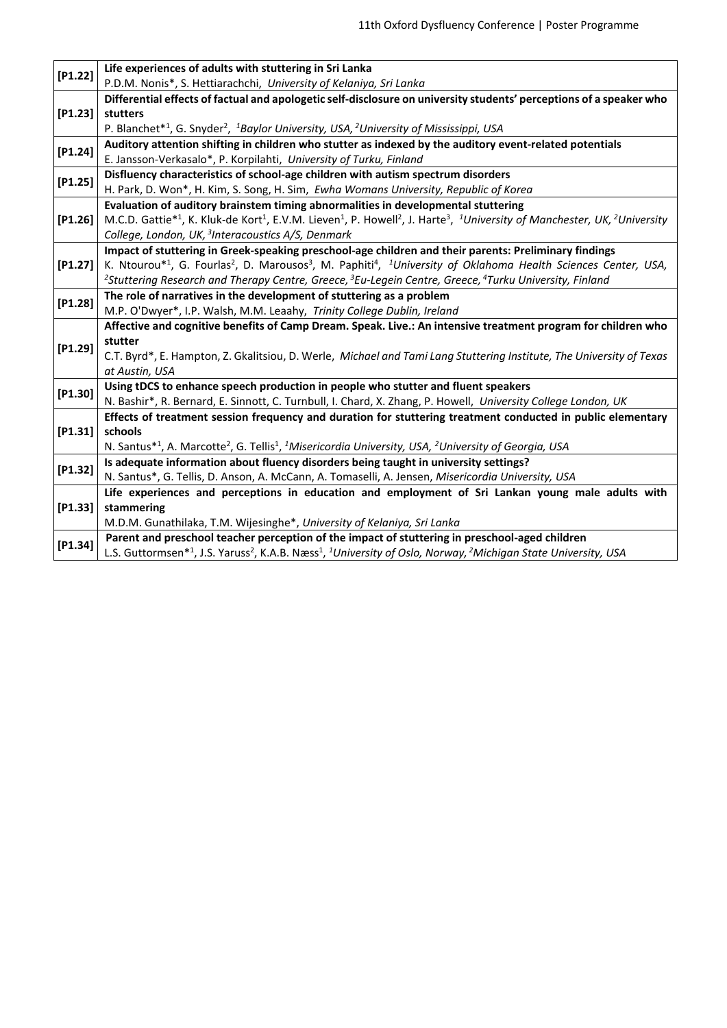| | |
|---|---|
| [P1.22] | **Life experiences of adults with stuttering in Sri Lanka**<br>P.D.M. Nonis*, S. Hettiarachchi, *University of Kelaniya, Sri Lanka* |
| [P1.23] | **Differential effects of factual and apologetic self-disclosure on university students' perceptions of a speaker who stutters**<br>P. Blanchet*[1], G. Snyder[2], *[1]Baylor University, USA, [2]University of Mississippi, USA* |
| [P1.24] | **Auditory attention shifting in children who stutter as indexed by the auditory event-related potentials**<br>E. Jansson-Verkasalo*, P. Korpilahti, *University of Turku, Finland* |
| [P1.25] | **Disfluency characteristics of school-age children with autism spectrum disorders**<br>H. Park, D. Won*, H. Kim, S. Song, H. Sim, *Ewha Womans University, Republic of Korea* |
| [P1.26] | **Evaluation of auditory brainstem timing abnormalities in developmental stuttering**<br>M.C.D. Gattie*[1], K. Kluk-de Kort[1], E.V.M. Lieven[1], P. Howell[2], J. Harte[3], *[1]University of Manchester, UK, [2]University College, London, UK, [3]Interacoustics A/S, Denmark* |
| [P1.27] | **Impact of stuttering in Greek-speaking preschool-age children and their parents: Preliminary findings**<br>K. Ntourou*[1], G. Fourlas[2], D. Marousos[3], M. Paphiti[4], *[1]University of Oklahoma Health Sciences Center, USA, [2]Stuttering Research and Therapy Centre, Greece, [3]Eu-Legein Centre, Greece, [4]Turku University, Finland* |
| [P1.28] | **The role of narratives in the development of stuttering as a problem**<br>M.P. O'Dwyer*, I.P. Walsh, M.M. Leaahy, *Trinity College Dublin, Ireland* |
| [P1.29] | **Affective and cognitive benefits of Camp Dream. Speak. Live.: An intensive treatment program for children who stutter**<br>C.T. Byrd*, E. Hampton, Z. Gkalitsiou, D. Werle, *Michael and Tami Lang Stuttering Institute, The University of Texas at Austin, USA* |
| [P1.30] | **Using tDCS to enhance speech production in people who stutter and fluent speakers**<br>N. Bashir*, R. Bernard, E. Sinnott, C. Turnbull, I. Chard, X. Zhang, P. Howell, *University College London, UK* |
| [P1.31] | **Effects of treatment session frequency and duration for stuttering treatment conducted in public elementary schools**<br>N. Santus*[1], A. Marcotte[2], G. Tellis[1], *[1]Misericordia University, USA, [2]University of Georgia, USA* |
| [P1.32] | **Is adequate information about fluency disorders being taught in university settings?**<br>N. Santus*, G. Tellis, D. Anson, A. McCann, A. Tomaselli, A. Jensen, *Misericordia University, USA* |
| [P1.33] | **Life experiences and perceptions in education and employment of Sri Lankan young male adults with stammering**<br>M.D.M. Gunathilaka, T.M. Wijesinghe*, *University of Kelaniya, Sri Lanka* |
| [P1.34] | **Parent and preschool teacher perception of the impact of stuttering in preschool-aged children**<br>L.S. Guttormsen*[1], J.S. Yaruss[2], K.A.B. Næss[1], *[1]University of Oslo, Norway, [2]Michigan State University, USA* |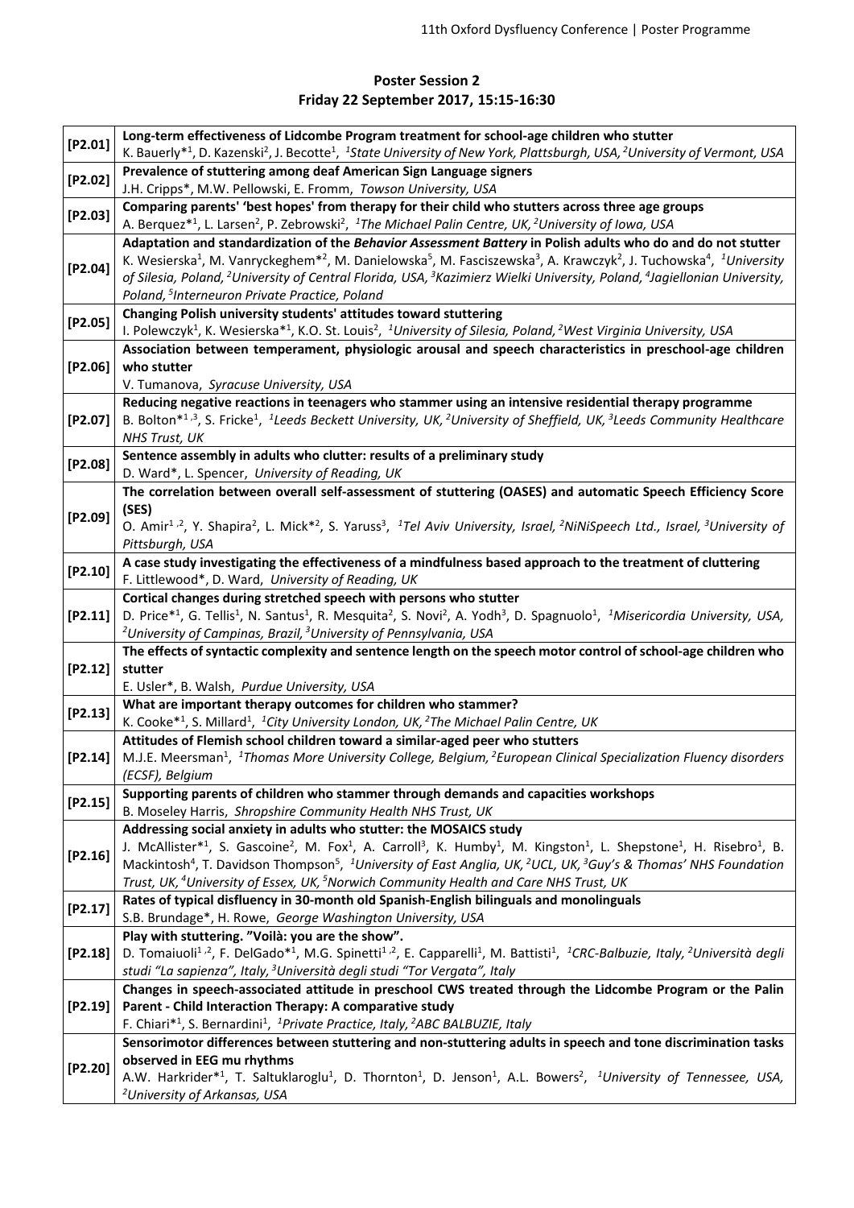## Poster Session 2
## Friday 22 September 2017, 15:15-16:30

| | |
|---|---|
| [P2.01] | **Long-term effectiveness of Lidcombe Program treatment for school-age children who stutter**<br>K. Bauerly*[1], D. Kazenski[2], J. Becotte[1], *[1]State University of New York, Plattsburgh, USA, [2]University of Vermont, USA* |
| [P2.02] | **Prevalence of stuttering among deaf American Sign Language signers**<br>J.H. Cripps*, M.W. Pellowski, E. Fromm, *Towson University, USA* |
| [P2.03] | **Comparing parents' 'best hopes' from therapy for their child who stutters across three age groups**<br>A. Berquez*[1], L. Larsen[2], P. Zebrowski[2], *[1]The Michael Palin Centre, UK, [2]University of Iowa, USA* |
| [P2.04] | **Adaptation and standardization of the *Behavior Assessment Battery* in Polish adults who do and do not stutter**<br>K. Wesierska[1], M. Vanryckeghem*[2], M. Danielowska[5], M. Fasciszewska[3], A. Krawczyk[2], J. Tuchowska[4], *[1]University of Silesia, Poland, [2]University of Central Florida, USA, [3]Kazimierz Wielki University, Poland, [4]Jagiellonian University, Poland, [5]Interneuron Private Practice, Poland* |
| [P2.05] | **Changing Polish university students' attitudes toward stuttering**<br>I. Polewczyk[1], K. Wesierska*[1], K.O. St. Louis[2], *[1]University of Silesia, Poland, [2]West Virginia University, USA* |
| [P2.06] | **Association between temperament, physiologic arousal and speech characteristics in preschool-age children who stutter**<br>V. Tumanova, *Syracuse University, USA* |
| [P2.07] | **Reducing negative reactions in teenagers who stammer using an intensive residential therapy programme**<br>B. Bolton*[1,3], S. Fricke[1], *[1]Leeds Beckett University, UK, [2]University of Sheffield, UK, [3]Leeds Community Healthcare NHS Trust, UK* |
| [P2.08] | **Sentence assembly in adults who clutter: results of a preliminary study**<br>D. Ward*, L. Spencer, *University of Reading, UK* |
| [P2.09] | **The correlation between overall self-assessment of stuttering (OASES) and automatic Speech Efficiency Score (SES)**<br>O. Amir[1,2], Y. Shapira[2], L. Mick*[2], S. Yaruss[3], *[1]Tel Aviv University, Israel, [2]NiNiSpeech Ltd., Israel, [3]University of Pittsburgh, USA* |
| [P2.10] | **A case study investigating the effectiveness of a mindfulness based approach to the treatment of cluttering**<br>F. Littlewood*, D. Ward, *University of Reading, UK* |
| [P2.11] | **Cortical changes during stretched speech with persons who stutter**<br>D. Price*[1], G. Tellis[1], N. Santus[1], R. Mesquita[2], S. Novi[2], A. Yodh[3], D. Spagnuolo[1], *[1]Misericordia University, USA, [2]University of Campinas, Brazil, [3]University of Pennsylvania, USA* |
| [P2.12] | **The effects of syntactic complexity and sentence length on the speech motor control of school-age children who stutter**<br>E. Usler*, B. Walsh, *Purdue University, USA* |
| [P2.13] | **What are important therapy outcomes for children who stammer?**<br>K. Cooke*[1], S. Millard[1], *[1]City University London, UK, [2]The Michael Palin Centre, UK* |
| [P2.14] | **Attitudes of Flemish school children toward a similar-aged peer who stutters**<br>M.J.E. Meersman[1], *[1]Thomas More University College, Belgium, [2]European Clinical Specialization Fluency disorders (ECSF), Belgium* |
| [P2.15] | **Supporting parents of children who stammer through demands and capacities workshops**<br>B. Moseley Harris, *Shropshire Community Health NHS Trust, UK* |
| [P2.16] | **Addressing social anxiety in adults who stutter: the MOSAICS study**<br>J. McAllister*[1], S. Gascoine[2], M. Fox[1], A. Carroll[3], K. Humby[1], M. Kingston[1], L. Shepstone[1], H. Risebro[1], B. Mackintosh[4], T. Davidson Thompson[5], *[1]University of East Anglia, UK, [2]UCL, UK, [3]Guy's & Thomas' NHS Foundation Trust, UK, [4]University of Essex, UK, [5]Norwich Community Health and Care NHS Trust, UK* |
| [P2.17] | **Rates of typical disfluency in 30-month old Spanish-English bilinguals and monolinguals**<br>S.B. Brundage*, H. Rowe, *George Washington University, USA* |
| [P2.18] | **Play with stuttering. "Voilà: you are the show".**<br>D. Tomaiuoli[1,2], F. DelGado*[1], M.G. Spinetti[1,2], E. Capparelli[1], M. Battisti[1], *[1]CRC-Balbuzie, Italy, [2]Università degli studi "La sapienza", Italy, [3]Università degli studi "Tor Vergata", Italy* |
| [P2.19] | **Changes in speech-associated attitude in preschool CWS treated through the Lidcombe Program or the Palin Parent - Child Interaction Therapy: A comparative study**<br>F. Chiari*[1], S. Bernardini[1], *[1]Private Practice, Italy, [2]ABC BALBUZIE, Italy* |
| [P2.20] | **Sensorimotor differences between stuttering and non-stuttering adults in speech and tone discrimination tasks observed in EEG mu rhythms**<br>A.W. Harkrider*[1], T. Saltuklaroglu[1], D. Thornton[1], D. Jenson[1], A.L. Bowers[2], *[1]University of Tennessee, USA, [2]University of Arkansas, USA* |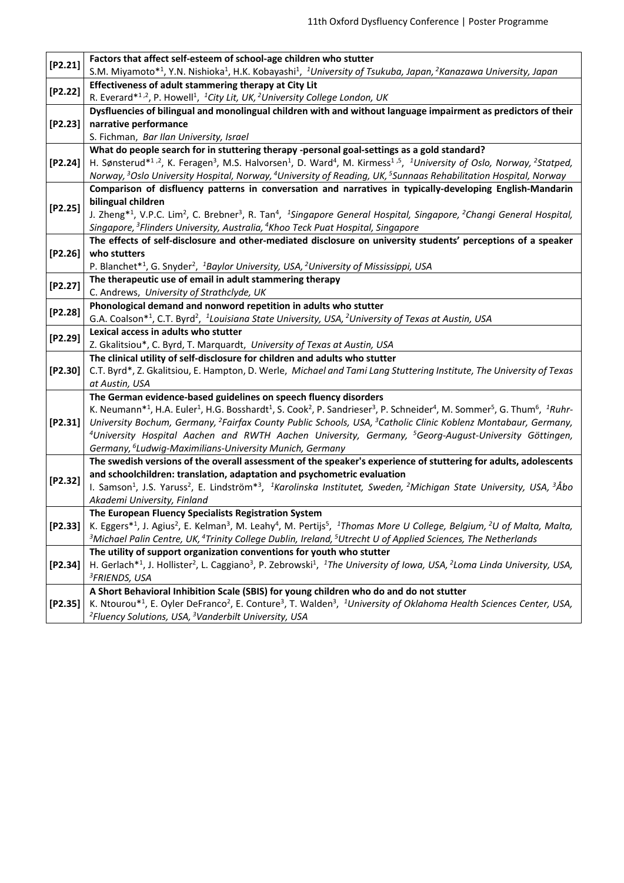| | |
|---|---|
| **[P2.21]** | **Factors that affect self-esteem of school-age children who stutter**<br>S.M. Miyamoto*[1], Y.N. Nishioka[1], H.K. Kobayashi[1], *[1]University of Tsukuba, Japan, [2]Kanazawa University, Japan* |
| **[P2.22]** | **Effectiveness of adult stammering therapy at City Lit**<br>R. Everard*[1,2], P. Howell[1], *[1]City Lit, UK, [2]University College London, UK* |
| **[P2.23]** | **Dysfluencies of bilingual and monolingual children with and without language impairment as predictors of their narrative performance**<br>S. Fichman, *Bar Ilan University, Israel* |
| **[P2.24]** | **What do people search for in stuttering therapy -personal goal-settings as a gold standard?**<br>H. Sønsterud*[1,2], K. Feragen[3], M.S. Halvorsen[1], D. Ward[4], M. Kirmess[1,5], *[1]University of Oslo, Norway, [2]Statped, Norway, [3]Oslo University Hospital, Norway, [4]University of Reading, UK, [5]Sunnaas Rehabilitation Hospital, Norway* |
| **[P2.25]** | **Comparison of disfluency patterns in conversation and narratives in typically-developing English-Mandarin bilingual children**<br>J. Zheng*[1], V.P.C. Lim[2], C. Brebner[3], R. Tan[4], *[1]Singapore General Hospital, Singapore, [2]Changi General Hospital, Singapore, [3]Flinders University, Australia, [4]Khoo Teck Puat Hospital, Singapore* |
| **[P2.26]** | **The effects of self-disclosure and other-mediated disclosure on university students' perceptions of a speaker who stutters**<br>P. Blanchet*[1], G. Snyder[2], *[1]Baylor University, USA, [2]University of Mississippi, USA* |
| **[P2.27]** | **The therapeutic use of email in adult stammering therapy**<br>C. Andrews, *University of Strathclyde, UK* |
| **[P2.28]** | **Phonological demand and nonword repetition in adults who stutter**<br>G.A. Coalson*[1], C.T. Byrd[2], *[1]Louisiana State University, USA, [2]University of Texas at Austin, USA* |
| **[P2.29]** | **Lexical access in adults who stutter**<br>Z. Gkalitsiou*, C. Byrd, T. Marquardt, *University of Texas at Austin, USA* |
| **[P2.30]** | **The clinical utility of self-disclosure for children and adults who stutter**<br>C.T. Byrd*, Z. Gkalitsiou, E. Hampton, D. Werle, *Michael and Tami Lang Stuttering Institute, The University of Texas at Austin, USA* |
| **[P2.31]** | **The German evidence-based guidelines on speech fluency disorders**<br>K. Neumann*[1], H.A. Euler[1], H.G. Bosshardt[1], S. Cook[2], P. Sandrieser[3], P. Schneider[4], M. Sommer[5], G. Thum[6], *[1]Ruhr-University Bochum, Germany, [2]Fairfax County Public Schools, USA, [3]Catholic Clinic Koblenz Montabaur, Germany, [4]University Hospital Aachen and RWTH Aachen University, Germany, [5]Georg-August-University Göttingen, Germany, [6]Ludwig-Maximilians-University Munich, Germany* |
| **[P2.32]** | **The swedish versions of the overall assessment of the speaker's experience of stuttering for adults, adolescents and schoolchildren: translation, adaptation and psychometric evaluation**<br>I. Samson[1], J.S. Yaruss[2], E. Lindström*[3], *[1]Karolinska Institutet, Sweden, [2]Michigan State University, USA, [3]Åbo Akademi University, Finland* |
| **[P2.33]** | **The European Fluency Specialists Registration System**<br>K. Eggers*[1], J. Agius[2], E. Kelman[3], M. Leahy[4], M. Pertijs[5], *[1]Thomas More U College, Belgium, [2]U of Malta, Malta, [3]Michael Palin Centre, UK, [4]Trinity College Dublin, Ireland, [5]Utrecht U of Applied Sciences, The Netherlands* |
| **[P2.34]** | **The utility of support organization conventions for youth who stutter**<br>H. Gerlach*[1], J. Hollister[2], L. Caggiano[3], P. Zebrowski[1], *[1]The University of Iowa, USA, [2]Loma Linda University, USA, [3]FRIENDS, USA* |
| **[P2.35]** | **A Short Behavioral Inhibition Scale (SBIS) for young children who do and do not stutter**<br>K. Ntourou*[1], E. Oyler DeFranco[2], E. Conture[3], T. Walden[3], *[1]University of Oklahoma Health Sciences Center, USA, [2]Fluency Solutions, USA, [3]Vanderbilt University, USA* |